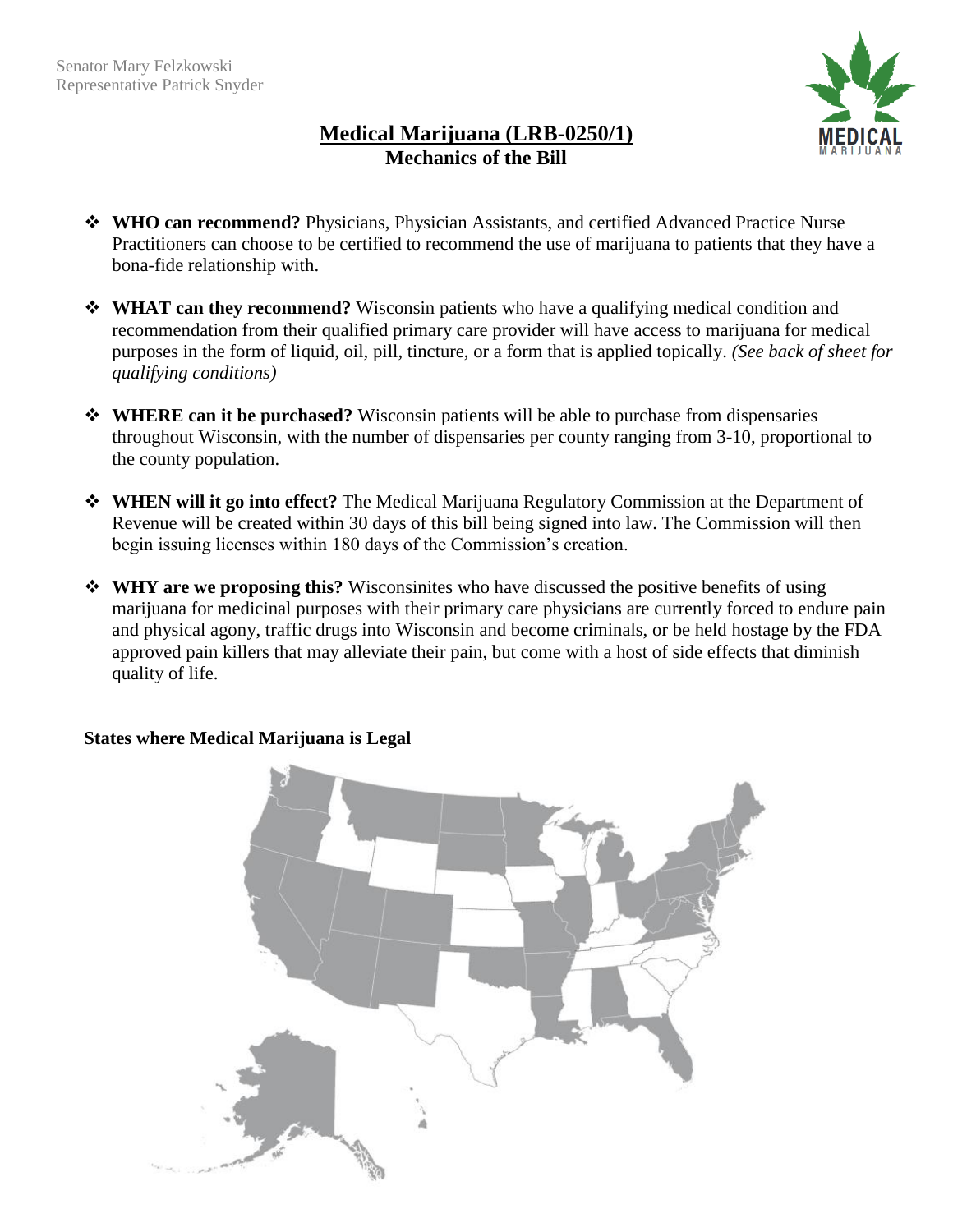Senator Mary Felzkowski
Representative Patrick Snyder

# Medical Marijuana (LRB-0250/1)

## Mechanics of the Bill

- **WHO can recommend?** Physicians, Physician Assistants, and certified Advanced Practice Nurse Practitioners can choose to be certified to recommend the use of marijuana to patients that they have a bona-fide relationship with.

- **WHAT can they recommend?** Wisconsin patients who have a qualifying medical condition and recommendation from their qualified primary care provider will have access to marijuana for medical purposes in the form of liquid, oil, pill, tincture, or a form that is applied topically. *(See back of sheet for qualifying conditions)*

- **WHERE can it be purchased?** Wisconsin patients will be able to purchase from dispensaries throughout Wisconsin, with the number of dispensaries per county ranging from 3-10, proportional to the county population.

- **WHEN will it go into effect?** The Medical Marijuana Regulatory Commission at the Department of Revenue will be created within 30 days of this bill being signed into law. The Commission will then begin issuing licenses within 180 days of the Commission's creation.

- **WHY are we proposing this?** Wisconsinites who have discussed the positive benefits of using marijuana for medicinal purposes with their primary care physicians are currently forced to endure pain and physical agony, traffic drugs into Wisconsin and become criminals, or be held hostage by the FDA approved pain killers that may alleviate their pain, but come with a host of side effects that diminish quality of life.

**States where Medical Marijuana is Legal**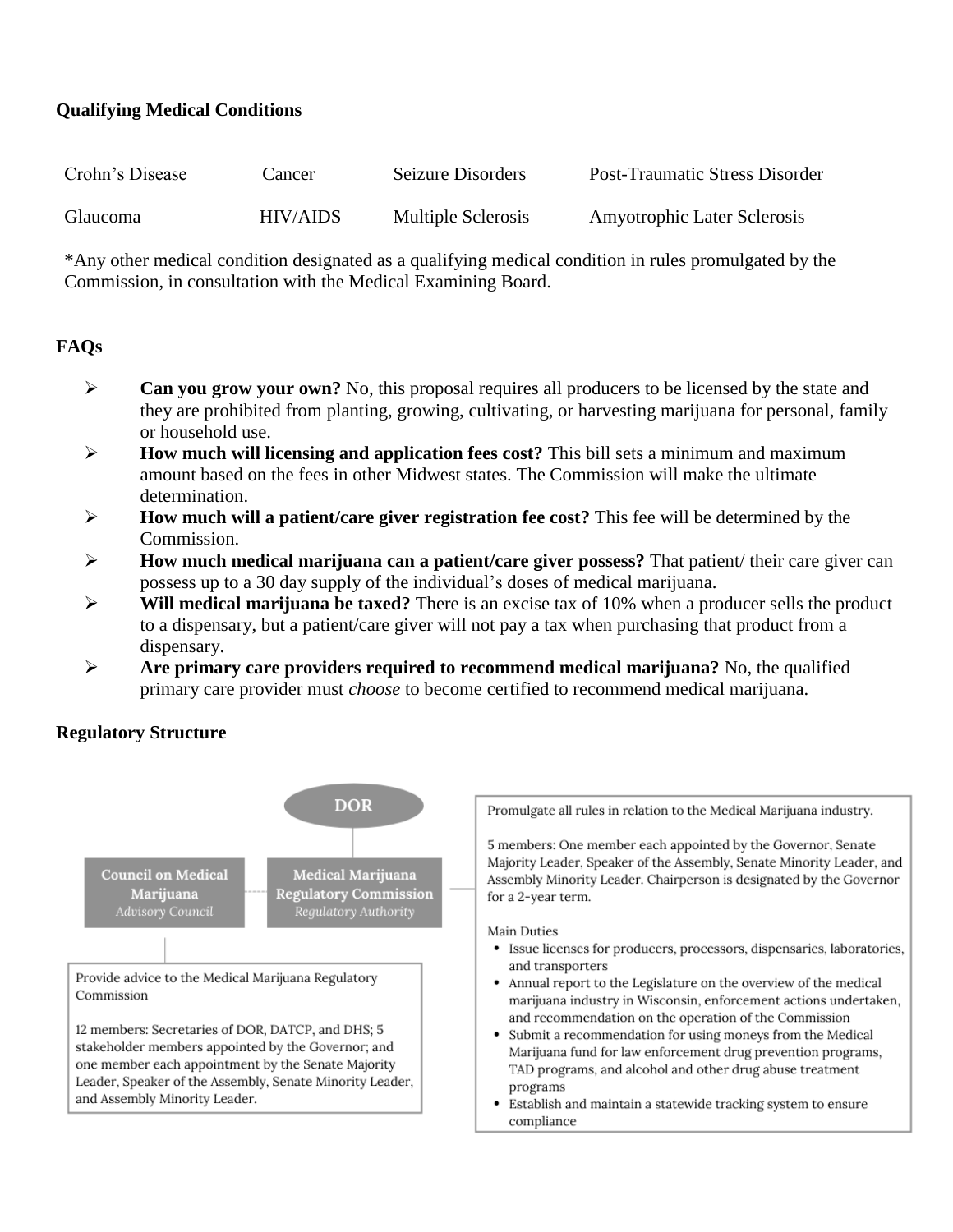**Qualifying Medical Conditions**

| | | | |
|---|---|---|---|
| Crohn's Disease | Cancer | Seizure Disorders | Post-Traumatic Stress Disorder |
| Glaucoma | HIV/AIDS | Multiple Sclerosis | Amyotrophic Later Sclerosis |

*Any other medical condition designated as a qualifying medical condition in rules promulgated by the Commission, in consultation with the Medical Examining Board.

**FAQs**

- **Can you grow your own?** No, this proposal requires all producers to be licensed by the state and they are prohibited from planting, growing, cultivating, or harvesting marijuana for personal, family or household use.
- **How much will licensing and application fees cost?** This bill sets a minimum and maximum amount based on the fees in other Midwest states. The Commission will make the ultimate determination.
- **How much will a patient/care giver registration fee cost?** This fee will be determined by the Commission.
- **How much medical marijuana can a patient/care giver possess?** That patient/ their care giver can possess up to a 30 day supply of the individual's doses of medical marijuana.
- **Will medical marijuana be taxed?** There is an excise tax of 10% when a producer sells the product to a dispensary, but a patient/care giver will not pay a tax when purchasing that product from a dispensary.
- **Are primary care providers required to recommend medical marijuana?** No, the qualified primary care provider must *choose* to become certified to recommend medical marijuana.

**Regulatory Structure**

DOR

Council on Medical Marijuana
*Advisory Council*

Provide advice to the Medical Marijuana Regulatory Commission

12 members: Secretaries of DOR, DATCP, and DHS; 5 stakeholder members appointed by the Governor; and one member each appointment by the Senate Majority Leader, Speaker of the Assembly, Senate Minority Leader, and Assembly Minority Leader.

Medical Marijuana Regulatory Commission
*Regulatory Authority*

Promulgate all rules in relation to the Medical Marijuana industry.

5 members: One member each appointed by the Governor, Senate Majority Leader, Speaker of the Assembly, Senate Minority Leader, and Assembly Minority Leader. Chairperson is designated by the Governor for a 2-year term.

Main Duties

- Issue licenses for producers, processors, dispensaries, laboratories, and transporters
- Annual report to the Legislature on the overview of the medical marijuana industry in Wisconsin, enforcement actions undertaken, and recommendation on the operation of the Commission
- Submit a recommendation for using moneys from the Medical Marijuana fund for law enforcement drug prevention programs, TAD programs, and alcohol and other drug abuse treatment programs
- Establish and maintain a statewide tracking system to ensure compliance